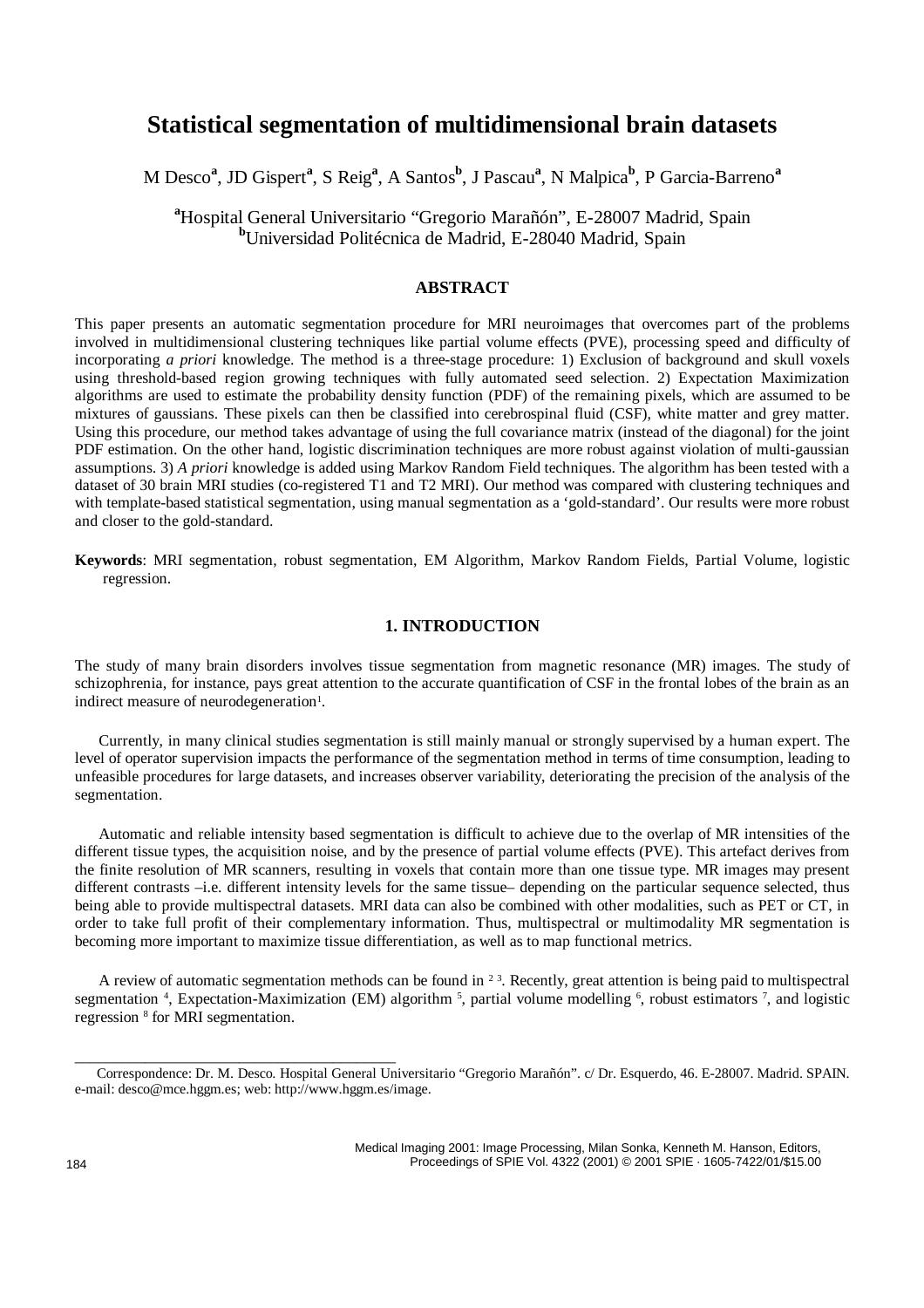# Statistical segmentation of multidimensional brain datasets

M Desco[a], JD Gispert[a], S Reig[a], A Santos[b], J Pascau[a], N Malpica[b], P Garcia-Barreno[a]

[a]Hospital General Universitario "Gregorio Marañón", E-28007 Madrid, Spain
[b]Universidad Politécnica de Madrid, E-28040 Madrid, Spain

## ABSTRACT

This paper presents an automatic segmentation procedure for MRI neuroimages that overcomes part of the problems involved in multidimensional clustering techniques like partial volume effects (PVE), processing speed and difficulty of incorporating *a priori* knowledge. The method is a three-stage procedure: 1) Exclusion of background and skull voxels using threshold-based region growing techniques with fully automated seed selection. 2) Expectation Maximization algorithms are used to estimate the probability density function (PDF) of the remaining pixels, which are assumed to be mixtures of gaussians. These pixels can then be classified into cerebrospinal fluid (CSF), white matter and grey matter. Using this procedure, our method takes advantage of using the full covariance matrix (instead of the diagonal) for the joint PDF estimation. On the other hand, logistic discrimination techniques are more robust against violation of multi-gaussian assumptions. 3) *A priori* knowledge is added using Markov Random Field techniques. The algorithm has been tested with a dataset of 30 brain MRI studies (co-registered T1 and T2 MRI). Our method was compared with clustering techniques and with template-based statistical segmentation, using manual segmentation as a 'gold-standard'. Our results were more robust and closer to the gold-standard.

**Keywords**: MRI segmentation, robust segmentation, EM Algorithm, Markov Random Fields, Partial Volume, logistic regression.

## 1. INTRODUCTION

The study of many brain disorders involves tissue segmentation from magnetic resonance (MR) images. The study of schizophrenia, for instance, pays great attention to the accurate quantification of CSF in the frontal lobes of the brain as an indirect measure of neurodegeneration[1].

Currently, in many clinical studies segmentation is still mainly manual or strongly supervised by a human expert. The level of operator supervision impacts the performance of the segmentation method in terms of time consumption, leading to unfeasible procedures for large datasets, and increases observer variability, deteriorating the precision of the analysis of the segmentation.

Automatic and reliable intensity based segmentation is difficult to achieve due to the overlap of MR intensities of the different tissue types, the acquisition noise, and by the presence of partial volume effects (PVE). This artefact derives from the finite resolution of MR scanners, resulting in voxels that contain more than one tissue type. MR images may present different contrasts –i.e. different intensity levels for the same tissue– depending on the particular sequence selected, thus being able to provide multispectral datasets. MRI data can also be combined with other modalities, such as PET or CT, in order to take full profit of their complementary information. Thus, multispectral or multimodality MR segmentation is becoming more important to maximize tissue differentiation, as well as to map functional metrics.

A review of automatic segmentation methods can be found in [2,3]. Recently, great attention is being paid to multispectral segmentation [4], Expectation-Maximization (EM) algorithm [5], partial volume modelling [6], robust estimators [7], and logistic regression [8] for MRI segmentation.

---

Correspondence: Dr. M. Desco. Hospital General Universitario "Gregorio Marañón". c/ Dr. Esquerdo, 46. E-28007. Madrid. SPAIN. e-mail: desco@mce.hggm.es; web: http://www.hggm.es/image.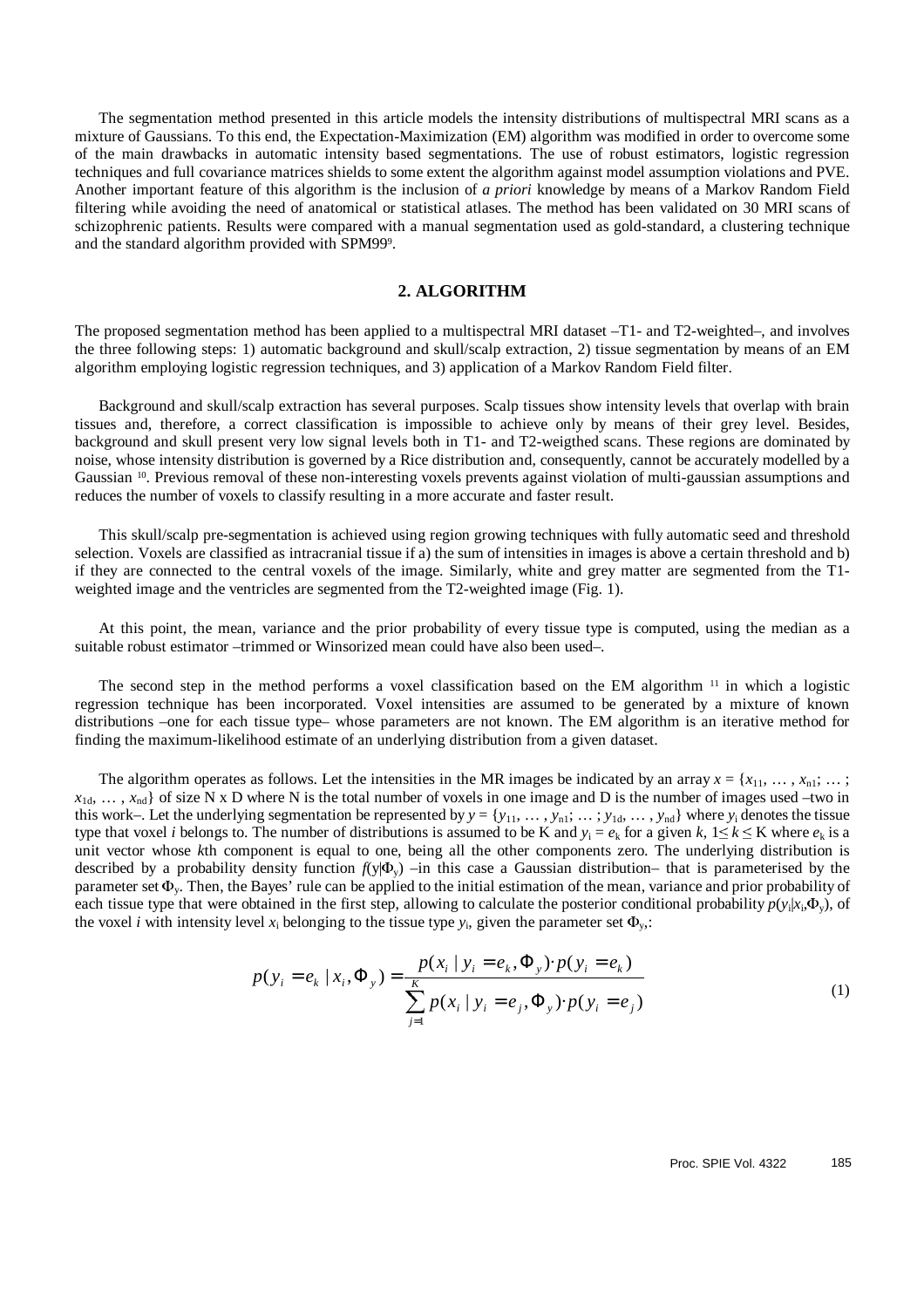The segmentation method presented in this article models the intensity distributions of multispectral MRI scans as a mixture of Gaussians. To this end, the Expectation-Maximization (EM) algorithm was modified in order to overcome some of the main drawbacks in automatic intensity based segmentations. The use of robust estimators, logistic regression techniques and full covariance matrices shields to some extent the algorithm against model assumption violations and PVE. Another important feature of this algorithm is the inclusion of *a priori* knowledge by means of a Markov Random Field filtering while avoiding the need of anatomical or statistical atlases. The method has been validated on 30 MRI scans of schizophrenic patients. Results were compared with a manual segmentation used as gold-standard, a clustering technique and the standard algorithm provided with SPM99[9].

## 2. ALGORITHM

The proposed segmentation method has been applied to a multispectral MRI dataset –T1- and T2-weighted–, and involves the three following steps: 1) automatic background and skull/scalp extraction, 2) tissue segmentation by means of an EM algorithm employing logistic regression techniques, and 3) application of a Markov Random Field filter.

Background and skull/scalp extraction has several purposes. Scalp tissues show intensity levels that overlap with brain tissues and, therefore, a correct classification is impossible to achieve only by means of their grey level. Besides, background and skull present very low signal levels both in T1- and T2-weigthed scans. These regions are dominated by noise, whose intensity distribution is governed by a Rice distribution and, consequently, cannot be accurately modelled by a Gaussian [10]. Previous removal of these non-interesting voxels prevents against violation of multi-gaussian assumptions and reduces the number of voxels to classify resulting in a more accurate and faster result.

This skull/scalp pre-segmentation is achieved using region growing techniques with fully automatic seed and threshold selection. Voxels are classified as intracranial tissue if a) the sum of intensities in images is above a certain threshold and b) if they are connected to the central voxels of the image. Similarly, white and grey matter are segmented from the T1-weighted image and the ventricles are segmented from the T2-weighted image (Fig. 1).

At this point, the mean, variance and the prior probability of every tissue type is computed, using the median as a suitable robust estimator –trimmed or Winsorized mean could have also been used–.

The second step in the method performs a voxel classification based on the EM algorithm [11] in which a logistic regression technique has been incorporated. Voxel intensities are assumed to be generated by a mixture of known distributions –one for each tissue type– whose parameters are not known. The EM algorithm is an iterative method for finding the maximum-likelihood estimate of an underlying distribution from a given dataset.

The algorithm operates as follows. Let the intensities in the MR images be indicated by an array $x = \{x_{11}, \dots, x_{n1}; \dots; x_{1d}, \dots, x_{nd}\}$ of size N x D where N is the total number of voxels in one image and D is the number of images used –two in this work–. Let the underlying segmentation be represented by $y = \{y_{11}, \dots, y_{n1}; \dots; y_{1d}, \dots, y_{nd}\}$ where $y_i$ denotes the tissue type that voxel $i$ belongs to. The number of distributions is assumed to be K and $y_i = e_k$ for a given $k$, $1 \leq k \leq K$ where $e_k$ is a unit vector whose $k$th component is equal to one, being all the other components zero. The underlying distribution is described by a probability density function $f(y|\Phi_y)$ –in this case a Gaussian distribution– that is parameterised by the parameter set $\Phi_y$. Then, the Bayes' rule can be applied to the initial estimation of the mean, variance and prior probability of each tissue type that were obtained in the first step, allowing to calculate the posterior conditional probability $p(y_i|x_i,\Phi_y)$, of the voxel $i$ with intensity level $x_i$ belonging to the tissue type $y_i$, given the parameter set $\Phi_y$,:

$$p(y_i = e_k \mid x_i, \Phi_y) = \frac{p(x_i \mid y_i = e_k, \Phi_y) \cdot p(y_i = e_k)}{\sum_{j=1}^{K} p(x_i \mid y_i = e_j, \Phi_y) \cdot p(y_i = e_j)} \tag{1}$$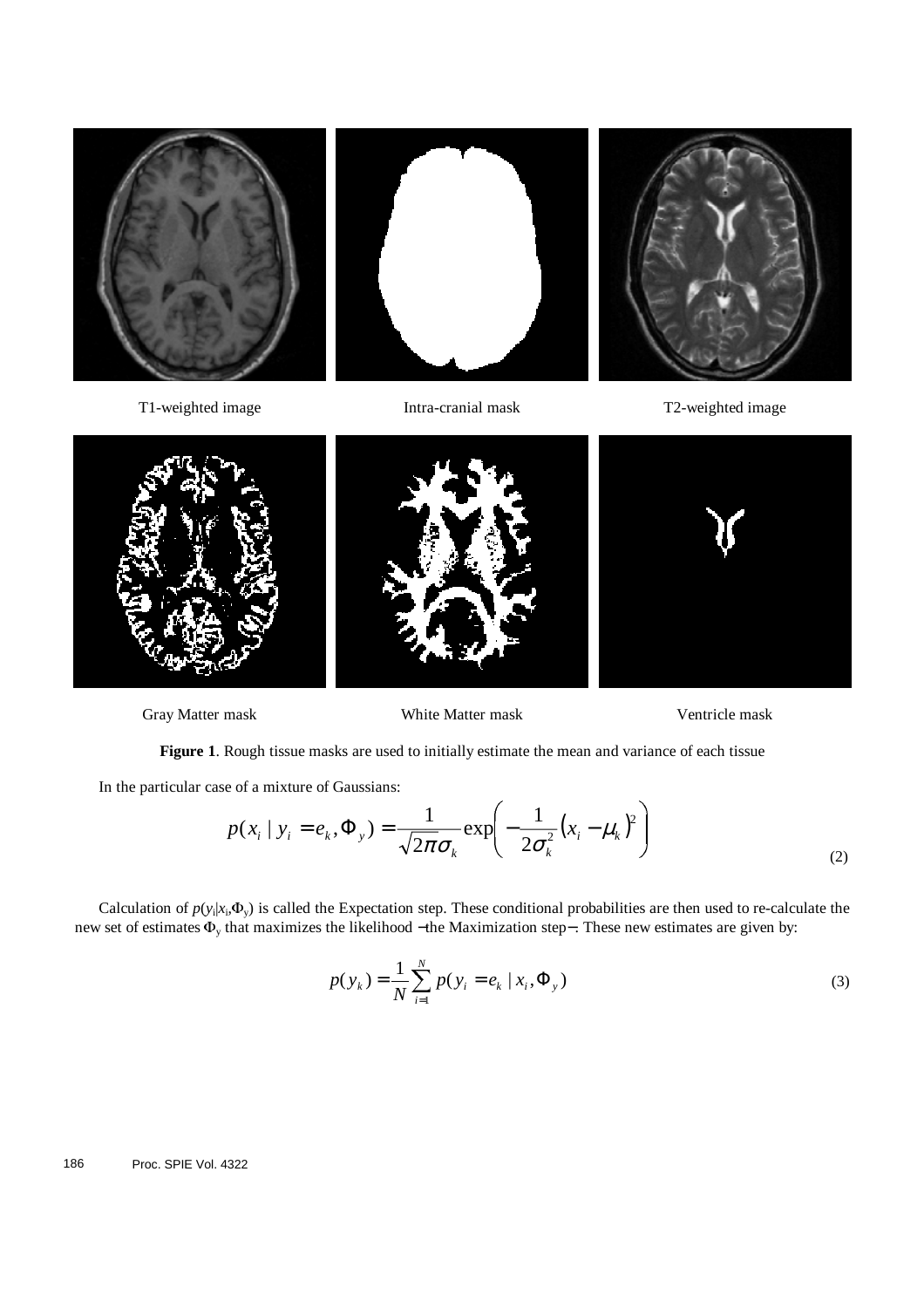T1-weighted image Intra-cranial mask T2-weighted image

Gray Matter mask White Matter mask Ventricle mask

**Figure 1**. Rough tissue masks are used to initially estimate the mean and variance of each tissue

In the particular case of a mixture of Gaussians:

$$p(x_i \mid y_i = e_k, \Phi_y) = \frac{1}{\sqrt{2\pi}\sigma_k} \exp\left( -\frac{1}{2\sigma_k^2} (x_i - \mu_k)^2 \right) \tag{2}$$

Calculation of $p(y_i|x_i,\Phi_y)$ is called the Expectation step. These conditional probabilities are then used to re-calculate the new set of estimates $\Phi_y$ that maximizes the likelihood −the Maximization step−. These new estimates are given by:

$$p(y_k) = \frac{1}{N} \sum_{i=1}^{N} p(y_i = e_k \mid x_i, \Phi_y) \tag{3}$$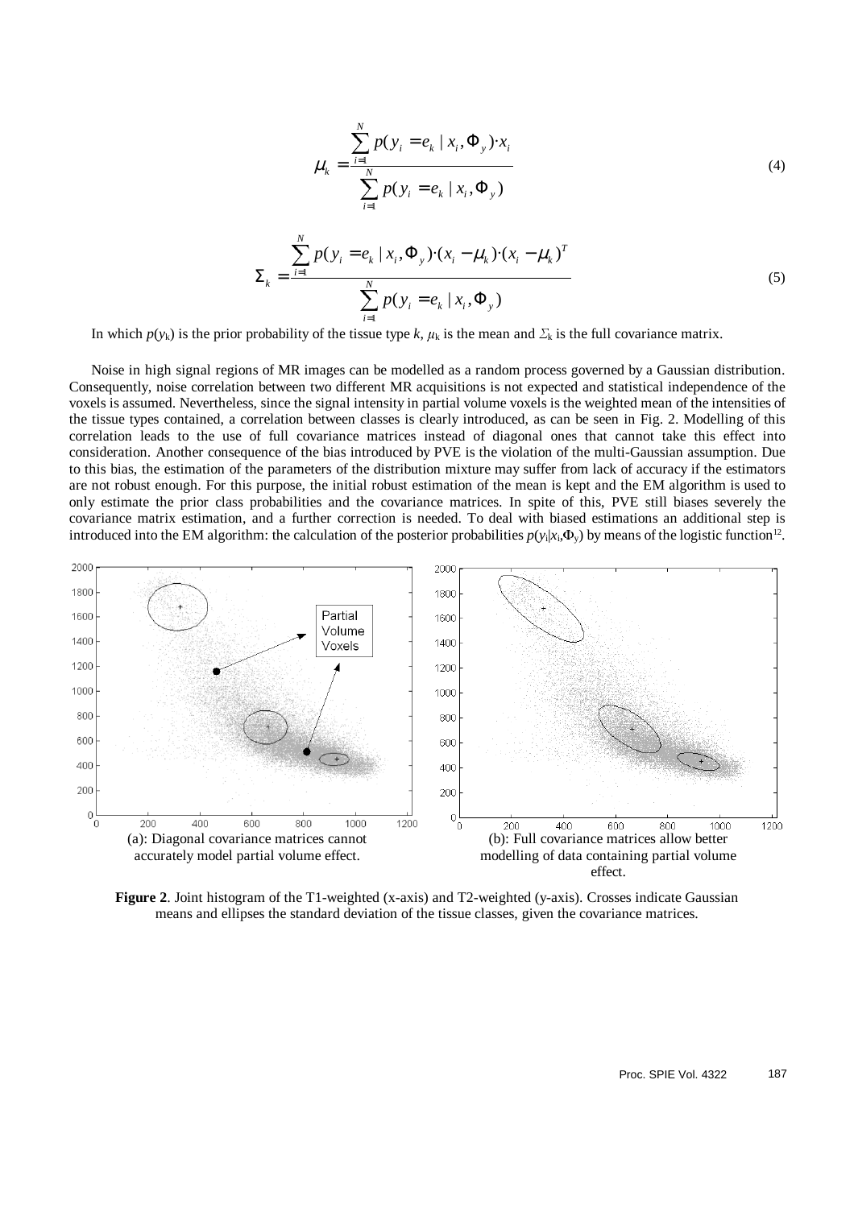$$\mu_k = \frac{\sum_{i=1}^{N} p(y_i = e_k \mid x_i, \Phi_y) \cdot x_i}{\sum_{i=1}^{N} p(y_i = e_k \mid x_i, \Phi_y)} \tag{4}$$

$$\Sigma_k = \frac{\sum_{i=1}^{N} p(y_i = e_k \mid x_i, \Phi_y) \cdot (x_i - \mu_k) \cdot (x_i - \mu_k)^T}{\sum_{i=1}^{N} p(y_i = e_k \mid x_i, \Phi_y)} \tag{5}$$

In which $p(y_k)$ is the prior probability of the tissue type $k$, $\mu_k$ is the mean and $\Sigma_k$ is the full covariance matrix.

Noise in high signal regions of MR images can be modelled as a random process governed by a Gaussian distribution. Consequently, noise correlation between two different MR acquisitions is not expected and statistical independence of the voxels is assumed. Nevertheless, since the signal intensity in partial volume voxels is the weighted mean of the intensities of the tissue types contained, a correlation between classes is clearly introduced, as can be seen in Fig. 2. Modelling of this correlation leads to the use of full covariance matrices instead of diagonal ones that cannot take this effect into consideration. Another consequence of the bias introduced by PVE is the violation of the multi-Gaussian assumption. Due to this bias, the estimation of the parameters of the distribution mixture may suffer from lack of accuracy if the estimators are not robust enough. For this purpose, the initial robust estimation of the mean is kept and the EM algorithm is used to only estimate the prior class probabilities and the covariance matrices. In spite of this, PVE still biases severely the covariance matrix estimation, and a further correction is needed. To deal with biased estimations an additional step is introduced into the EM algorithm: the calculation of the posterior probabilities $p(y_i|x_i,\Phi_y)$ by means of the logistic function[12].

(a): Diagonal covariance matrices cannot accurately model partial volume effect.

(b): Full covariance matrices allow better modelling of data containing partial volume effect.

**Figure 2**. Joint histogram of the T1-weighted (x-axis) and T2-weighted (y-axis). Crosses indicate Gaussian means and ellipses the standard deviation of the tissue classes, given the covariance matrices.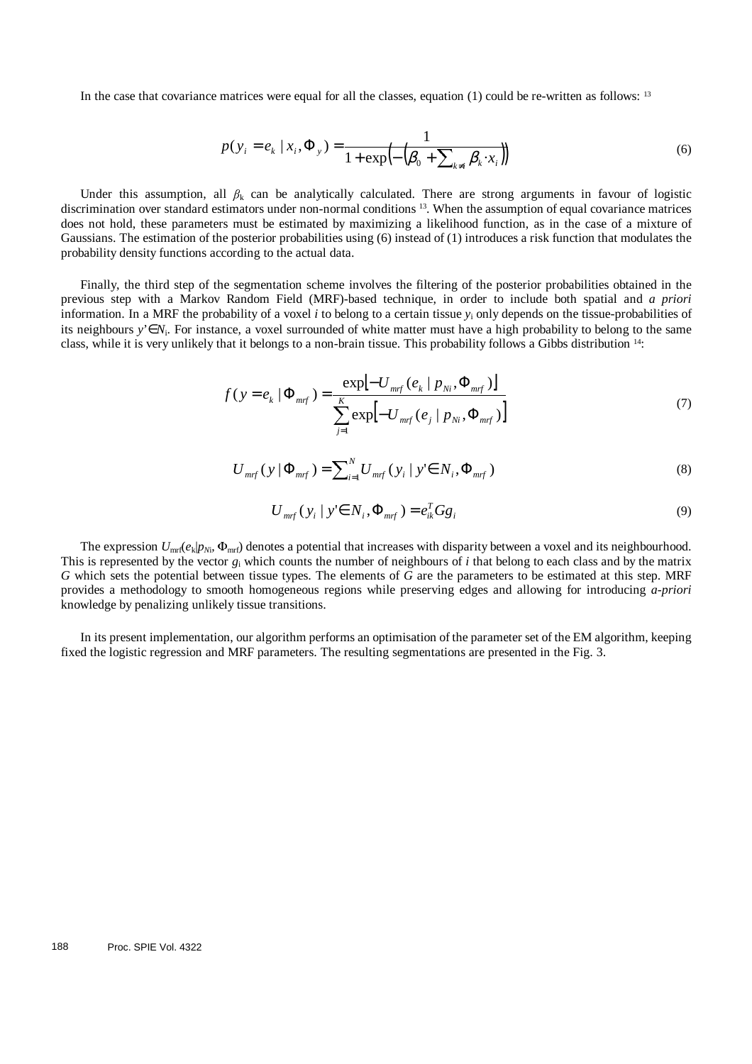In the case that covariance matrices were equal for all the classes, equation (1) could be re-written as follows: [13]

$$p(y_i = e_k \mid x_i, \Phi_y) = \frac{1}{1 + \exp\left(-\left(\beta_0 + \sum_{k \neq i} \beta_k \cdot x_i\right)\right)} \tag{6}$$

Under this assumption, all $\beta_k$ can be analytically calculated. There are strong arguments in favour of logistic discrimination over standard estimators under non-normal conditions [13]. When the assumption of equal covariance matrices does not hold, these parameters must be estimated by maximizing a likelihood function, as in the case of a mixture of Gaussians. The estimation of the posterior probabilities using (6) instead of (1) introduces a risk function that modulates the probability density functions according to the actual data.

Finally, the third step of the segmentation scheme involves the filtering of the posterior probabilities obtained in the previous step with a Markov Random Field (MRF)-based technique, in order to include both spatial and *a priori* information. In a MRF the probability of a voxel $i$ to belong to a certain tissue $y_i$ only depends on the tissue-probabilities of its neighbours $y' \in N_i$. For instance, a voxel surrounded of white matter must have a high probability to belong to the same class, while it is very unlikely that it belongs to a non-brain tissue. This probability follows a Gibbs distribution [14]:

$$f(y = e_k \mid \Phi_{mrf}) = \frac{\exp\left[-U_{mrf}(e_k \mid p_{Ni}, \Phi_{mrf})\right]}{\sum_{j=1}^{K} \exp\left[-U_{mrf}(e_j \mid p_{Ni}, \Phi_{mrf})\right]} \tag{7}$$

$$U_{mrf}(y \mid \Phi_{mrf}) = \sum_{i=1}^{N} U_{mrf}(y_i \mid y' \in N_i, \Phi_{mrf}) \tag{8}$$

$$U_{mrf}(y_i \mid y' \in N_i, \Phi_{mrf}) = e_{ik}^T G g_i \tag{9}$$

The expression $U_{mrf}(e_k|p_{Ni}, \Phi_{mrf})$ denotes a potential that increases with disparity between a voxel and its neighbourhood. This is represented by the vector $g_i$ which counts the number of neighbours of $i$ that belong to each class and by the matrix $G$ which sets the potential between tissue types. The elements of $G$ are the parameters to be estimated at this step. MRF provides a methodology to smooth homogeneous regions while preserving edges and allowing for introducing *a-priori* knowledge by penalizing unlikely tissue transitions.

In its present implementation, our algorithm performs an optimisation of the parameter set of the EM algorithm, keeping fixed the logistic regression and MRF parameters. The resulting segmentations are presented in the Fig. 3.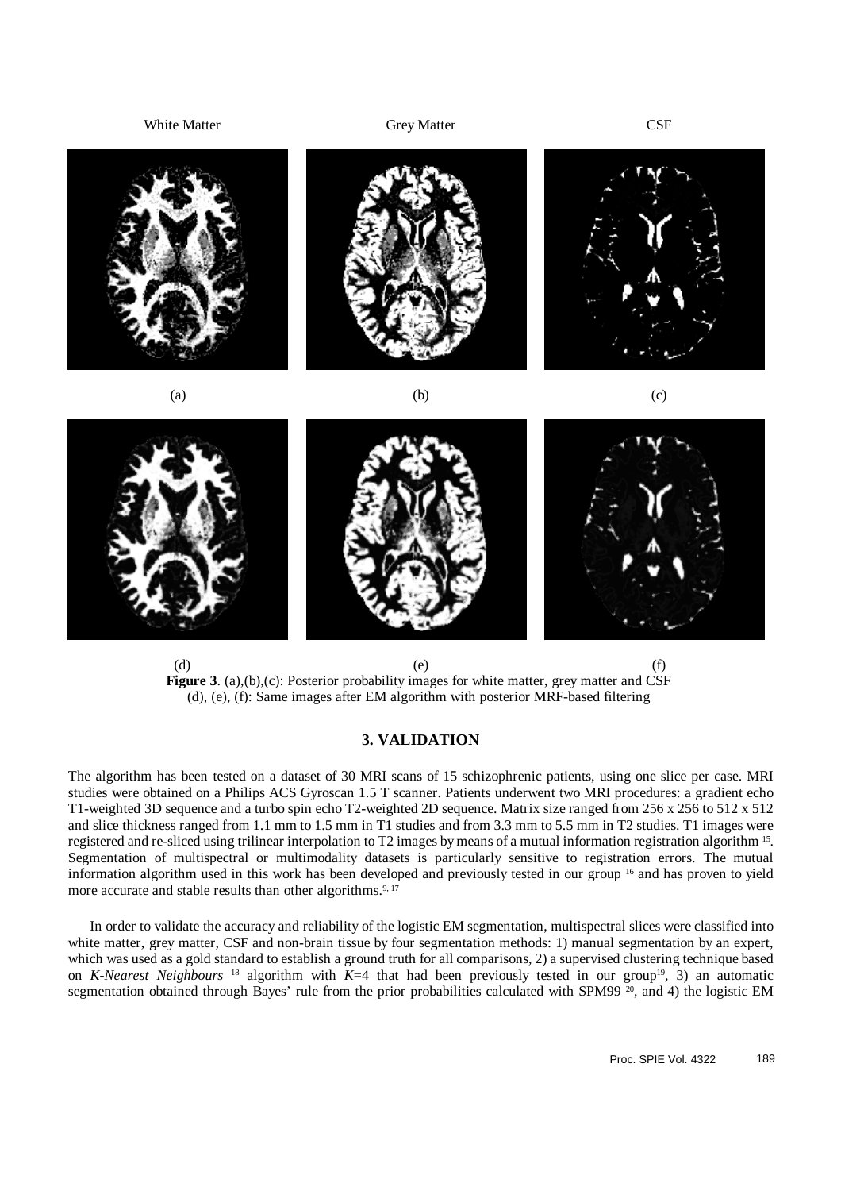White Matter Grey Matter CSF

(a) (b) (c)

(d) (e) (f)

**Figure 3**. (a),(b),(c): Posterior probability images for white matter, grey matter and CSF (d), (e), (f): Same images after EM algorithm with posterior MRF-based filtering

## 3. VALIDATION

The algorithm has been tested on a dataset of 30 MRI scans of 15 schizophrenic patients, using one slice per case. MRI studies were obtained on a Philips ACS Gyroscan 1.5 T scanner. Patients underwent two MRI procedures: a gradient echo T1-weighted 3D sequence and a turbo spin echo T2-weighted 2D sequence. Matrix size ranged from 256 x 256 to 512 x 512 and slice thickness ranged from 1.1 mm to 1.5 mm in T1 studies and from 3.3 mm to 5.5 mm in T2 studies. T1 images were registered and re-sliced using trilinear interpolation to T2 images by means of a mutual information registration algorithm [15]. Segmentation of multispectral or multimodality datasets is particularly sensitive to registration errors. The mutual information algorithm used in this work has been developed and previously tested in our group [16] and has proven to yield more accurate and stable results than other algorithms.[9, 17]

In order to validate the accuracy and reliability of the logistic EM segmentation, multispectral slices were classified into white matter, grey matter, CSF and non-brain tissue by four segmentation methods: 1) manual segmentation by an expert, which was used as a gold standard to establish a ground truth for all comparisons, 2) a supervised clustering technique based on *K-Nearest Neighbours* [18] algorithm with $K$=4 that had been previously tested in our group[19], 3) an automatic segmentation obtained through Bayes' rule from the prior probabilities calculated with SPM99 [20], and 4) the logistic EM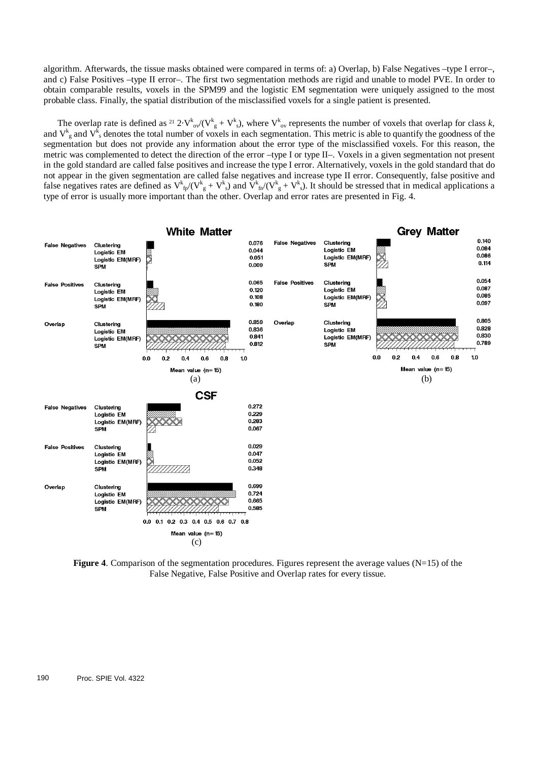algorithm. Afterwards, the tissue masks obtained were compared in terms of: a) Overlap, b) False Negatives –type I error–, and c) False Positives –type II error–. The first two segmentation methods are rigid and unable to model PVE. In order to obtain comparable results, voxels in the SPM99 and the logistic EM segmentation were uniquely assigned to the most probable class. Finally, the spatial distribution of the misclassified voxels for a single patient is presented.

The overlap rate is defined as [21] $2\cdot V^k_{ov}/(V^k_g + V^k_s)$, where $V^k_{ov}$ represents the number of voxels that overlap for class *k*, and $V^k_g$ and $V^k_s$ denotes the total number of voxels in each segmentation. This metric is able to quantify the goodness of the segmentation but does not provide any information about the error type of the misclassified voxels. For this reason, the metric was complemented to detect the direction of the error –type I or type II–. Voxels in a given segmentation not present in the gold standard are called false positives and increase the type I error. Alternatively, voxels in the gold standard that do not appear in the given segmentation are called false negatives and increase type II error. Consequently, false positive and false negatives rates are defined as $V^k_{fp}/(V^k_g + V^k_s)$ and $V^k_{fn}/(V^k_g + V^k_s)$. It should be stressed that in medical applications a type of error is usually more important than the other. Overlap and error rates are presented in Fig. 4.

**White Matter** (a) — Mean value (n=15)

| Metric | Method | Value |
|---|---|---|
| False Negatives | Clustering | 0.076 |
| | Logistic EM | 0.044 |
| | Logistic EM(MRF) | 0.051 |
| | SPM | 0.009 |
| False Positives | Clustering | 0.065 |
| | Logistic EM | 0.120 |
| | Logistic EM(MRF) | 0.108 |
| | SPM | 0.180 |
| Overlap | Clustering | 0.859 |
| | Logistic EM | 0.836 |
| | Logistic EM(MRF) | 0.841 |
| | SPM | 0.812 |

**Grey Matter** (b) — Mean value (n=15)

| Metric | Method | Value |
|---|---|---|
| False Negatives | Clustering | 0.140 |
| | Logistic EM | 0.084 |
| | Logistic EM(MRF) | 0.086 |
| | SPM | 0.114 |
| False Positives | Clustering | 0.054 |
| | Logistic EM | 0.087 |
| | Logistic EM(MRF) | 0.085 |
| | SPM | 0.097 |
| Overlap | Clustering | 0.805 |
| | Logistic EM | 0.828 |
| | Logistic EM(MRF) | 0.830 |
| | SPM | 0.789 |

**CSF** (c) — Mean value (n=15)

| Metric | Method | Value |
|---|---|---|
| False Negatives | Clustering | 0.272 |
| | Logistic EM | 0.229 |
| | Logistic EM(MRF) | 0.283 |
| | SPM | 0.067 |
| False Positives | Clustering | 0.029 |
| | Logistic EM | 0.047 |
| | Logistic EM(MRF) | 0.052 |
| | SPM | 0.348 |
| Overlap | Clustering | 0.699 |
| | Logistic EM | 0.724 |
| | Logistic EM(MRF) | 0.665 |
| | SPM | 0.585 |

**Figure 4**. Comparison of the segmentation procedures. Figures represent the average values (N=15) of the False Negative, False Positive and Overlap rates for every tissue.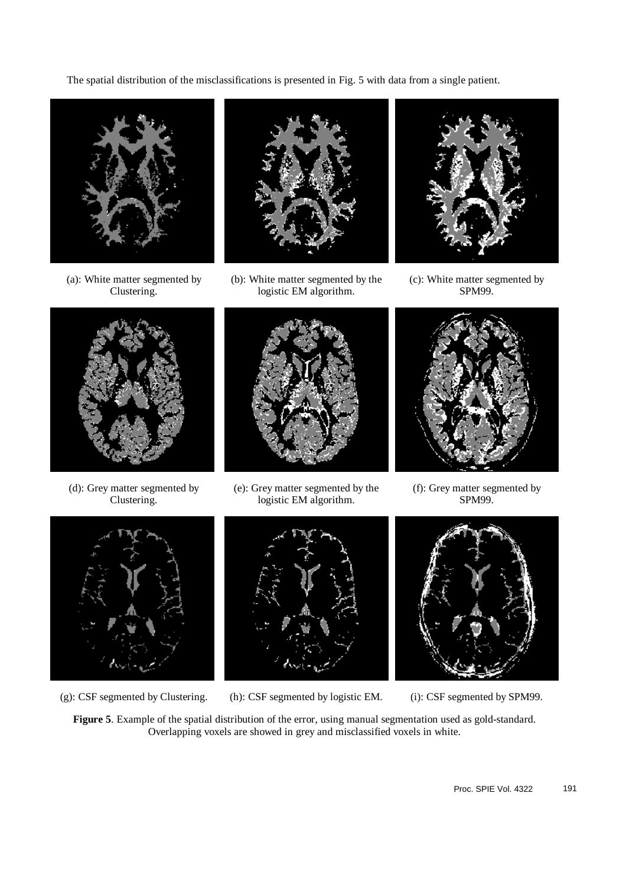The spatial distribution of the misclassifications is presented in Fig. 5 with data from a single patient.

(a): White matter segmented by Clustering.

(b): White matter segmented by the logistic EM algorithm.

(c): White matter segmented by SPM99.

(d): Grey matter segmented by Clustering.

(e): Grey matter segmented by the logistic EM algorithm.

(f): Grey matter segmented by SPM99.

(g): CSF segmented by Clustering.

(h): CSF segmented by logistic EM.

(i): CSF segmented by SPM99.

**Figure 5**. Example of the spatial distribution of the error, using manual segmentation used as gold-standard. Overlapping voxels are showed in grey and misclassified voxels in white.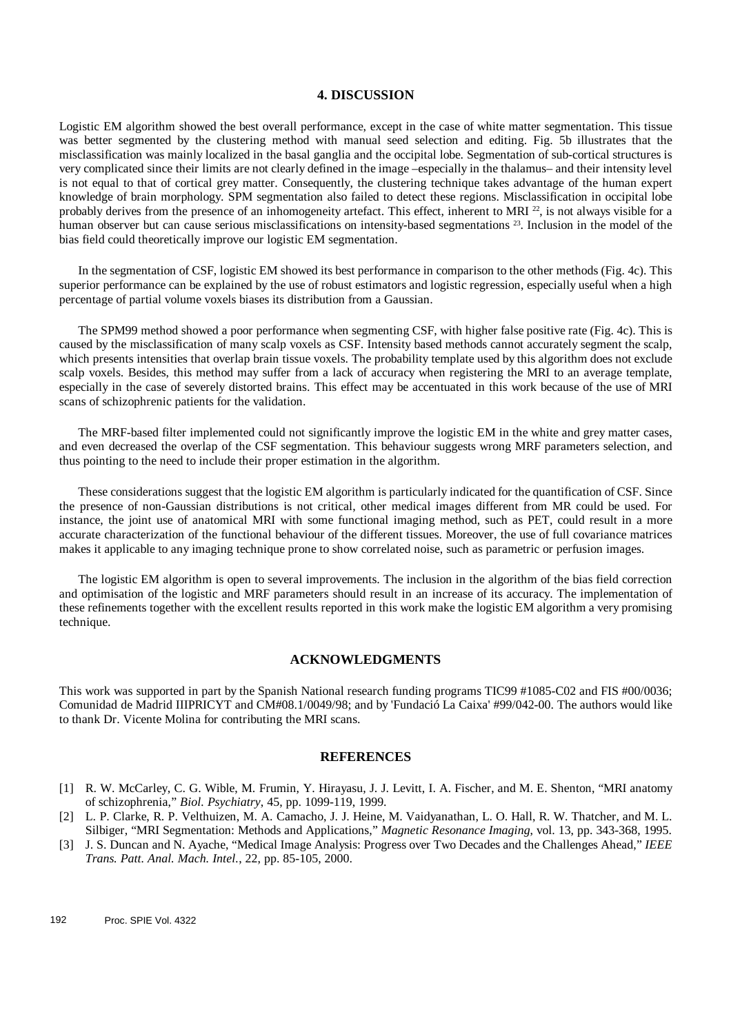## 4. DISCUSSION

Logistic EM algorithm showed the best overall performance, except in the case of white matter segmentation. This tissue was better segmented by the clustering method with manual seed selection and editing. Fig. 5b illustrates that the misclassification was mainly localized in the basal ganglia and the occipital lobe. Segmentation of sub-cortical structures is very complicated since their limits are not clearly defined in the image –especially in the thalamus– and their intensity level is not equal to that of cortical grey matter. Consequently, the clustering technique takes advantage of the human expert knowledge of brain morphology. SPM segmentation also failed to detect these regions. Misclassification in occipital lobe probably derives from the presence of an inhomogeneity artefact. This effect, inherent to MRI [22], is not always visible for a human observer but can cause serious misclassifications on intensity-based segmentations [23]. Inclusion in the model of the bias field could theoretically improve our logistic EM segmentation.

In the segmentation of CSF, logistic EM showed its best performance in comparison to the other methods (Fig. 4c). This superior performance can be explained by the use of robust estimators and logistic regression, especially useful when a high percentage of partial volume voxels biases its distribution from a Gaussian.

The SPM99 method showed a poor performance when segmenting CSF, with higher false positive rate (Fig. 4c). This is caused by the misclassification of many scalp voxels as CSF. Intensity based methods cannot accurately segment the scalp, which presents intensities that overlap brain tissue voxels. The probability template used by this algorithm does not exclude scalp voxels. Besides, this method may suffer from a lack of accuracy when registering the MRI to an average template, especially in the case of severely distorted brains. This effect may be accentuated in this work because of the use of MRI scans of schizophrenic patients for the validation.

The MRF-based filter implemented could not significantly improve the logistic EM in the white and grey matter cases, and even decreased the overlap of the CSF segmentation. This behaviour suggests wrong MRF parameters selection, and thus pointing to the need to include their proper estimation in the algorithm.

These considerations suggest that the logistic EM algorithm is particularly indicated for the quantification of CSF. Since the presence of non-Gaussian distributions is not critical, other medical images different from MR could be used. For instance, the joint use of anatomical MRI with some functional imaging method, such as PET, could result in a more accurate characterization of the functional behaviour of the different tissues. Moreover, the use of full covariance matrices makes it applicable to any imaging technique prone to show correlated noise, such as parametric or perfusion images.

The logistic EM algorithm is open to several improvements. The inclusion in the algorithm of the bias field correction and optimisation of the logistic and MRF parameters should result in an increase of its accuracy. The implementation of these refinements together with the excellent results reported in this work make the logistic EM algorithm a very promising technique.

## ACKNOWLEDGMENTS

This work was supported in part by the Spanish National research funding programs TIC99 #1085-C02 and FIS #00/0036; Comunidad de Madrid IIIPRICYT and CM#08.1/0049/98; and by 'Fundació La Caixa' #99/042-00. The authors would like to thank Dr. Vicente Molina for contributing the MRI scans.

## REFERENCES

[1] R. W. McCarley, C. G. Wible, M. Frumin, Y. Hirayasu, J. J. Levitt, I. A. Fischer, and M. E. Shenton, "MRI anatomy of schizophrenia," *Biol. Psychiatry*, 45, pp. 1099-119, 1999.

[2] L. P. Clarke, R. P. Velthuizen, M. A. Camacho, J. J. Heine, M. Vaidyanathan, L. O. Hall, R. W. Thatcher, and M. L. Silbiger, "MRI Segmentation: Methods and Applications," *Magnetic Resonance Imaging*, vol. 13, pp. 343-368, 1995.

[3] J. S. Duncan and N. Ayache, "Medical Image Analysis: Progress over Two Decades and the Challenges Ahead," *IEEE Trans. Patt. Anal. Mach. Intel.*, 22, pp. 85-105, 2000.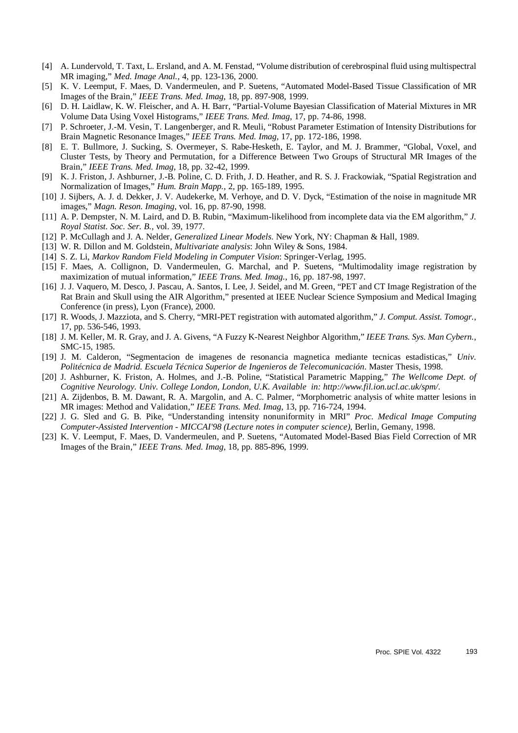[4] A. Lundervold, T. Taxt, L. Ersland, and A. M. Fenstad, "Volume distribution of cerebrospinal fluid using multispectral MR imaging," *Med. Image Anal.*, 4, pp. 123-136, 2000.

[5] K. V. Leemput, F. Maes, D. Vandermeulen, and P. Suetens, "Automated Model-Based Tissue Classification of MR Images of the Brain," *IEEE Trans. Med. Imag*, 18, pp. 897-908, 1999.

[6] D. H. Laidlaw, K. W. Fleischer, and A. H. Barr, "Partial-Volume Bayesian Classification of Material Mixtures in MR Volume Data Using Voxel Histograms," *IEEE Trans. Med. Imag*, 17, pp. 74-86, 1998.

[7] P. Schroeter, J.-M. Vesin, T. Langenberger, and R. Meuli, "Robust Parameter Estimation of Intensity Distributions for Brain Magnetic Resonance Images," *IEEE Trans. Med. Imag*, 17, pp. 172-186, 1998.

[8] E. T. Bullmore, J. Sucking, S. Overmeyer, S. Rabe-Hesketh, E. Taylor, and M. J. Brammer, "Global, Voxel, and Cluster Tests, by Theory and Permutation, for a Difference Between Two Groups of Structural MR Images of the Brain," *IEEE Trans. Med. Imag*, 18, pp. 32-42, 1999.

[9] K. J. Friston, J. Ashburner, J.-B. Poline, C. D. Frith, J. D. Heather, and R. S. J. Frackowiak, "Spatial Registration and Normalization of Images," *Hum. Brain Mapp.*, 2, pp. 165-189, 1995.

[10] J. Sijbers, A. J. d. Dekker, J. V. Audekerke, M. Verhoye, and D. V. Dyck, "Estimation of the noise in magnitude MR images," *Magn. Reson. Imaging*, vol. 16, pp. 87-90, 1998.

[11] A. P. Dempster, N. M. Laird, and D. B. Rubin, "Maximum-likelihood from incomplete data via the EM algorithm," *J. Royal Statist. Soc. Ser. B.*, vol. 39, 1977.

[12] P. McCullagh and J. A. Nelder, *Generalized Linear Models*. New York, NY: Chapman & Hall, 1989.

[13] W. R. Dillon and M. Goldstein, *Multivariate analysis*: John Wiley & Sons, 1984.

[14] S. Z. Li, *Markov Random Field Modeling in Computer Vision*: Springer-Verlag, 1995.

[15] F. Maes, A. Collignon, D. Vandermeulen, G. Marchal, and P. Suetens, "Multimodality image registration by maximization of mutual information," *IEEE Trans. Med. Imag.*, 16, pp. 187-98, 1997.

[16] J. J. Vaquero, M. Desco, J. Pascau, A. Santos, I. Lee, J. Seidel, and M. Green, "PET and CT Image Registration of the Rat Brain and Skull using the AIR Algorithm," presented at IEEE Nuclear Science Symposium and Medical Imaging Conference (in press), Lyon (France), 2000.

[17] R. Woods, J. Mazziota, and S. Cherry, "MRI-PET registration with automated algorithm," *J. Comput. Assist. Tomogr.*, 17, pp. 536-546, 1993.

[18] J. M. Keller, M. R. Gray, and J. A. Givens, "A Fuzzy K-Nearest Neighbor Algorithm," *IEEE Trans. Sys. Man Cybern.*, SMC-15, 1985.

[19] J. M. Calderon, "Segmentacion de imagenes de resonancia magnetica mediante tecnicas estadisticas," *Univ. Politécnica de Madrid. Escuela Técnica Superior de Ingenieros de Telecomunicación*. Master Thesis, 1998.

[20] J. Ashburner, K. Friston, A. Holmes, and J.-B. Poline, "Statistical Parametric Mapping," *The Wellcome Dept. of Cognitive Neurology. Univ. College London, London, U.K. Available in: http://www.fil.ion.ucl.ac.uk/spm/*.

[21] A. Zijdenbos, B. M. Dawant, R. A. Margolin, and A. C. Palmer, "Morphometric analysis of white matter lesions in MR images: Method and Validation," *IEEE Trans. Med. Imag*, 13, pp. 716-724, 1994.

[22] J. G. Sled and G. B. Pike, "Understanding intensity nonuniformity in MRI" *Proc. Medical Image Computing Computer-Assisted Intervention - MICCAI'98 (Lecture notes in computer science)*, Berlin, Gemany, 1998.

[23] K. V. Leemput, F. Maes, D. Vandermeulen, and P. Suetens, "Automated Model-Based Bias Field Correction of MR Images of the Brain," *IEEE Trans. Med. Imag*, 18, pp. 885-896, 1999.